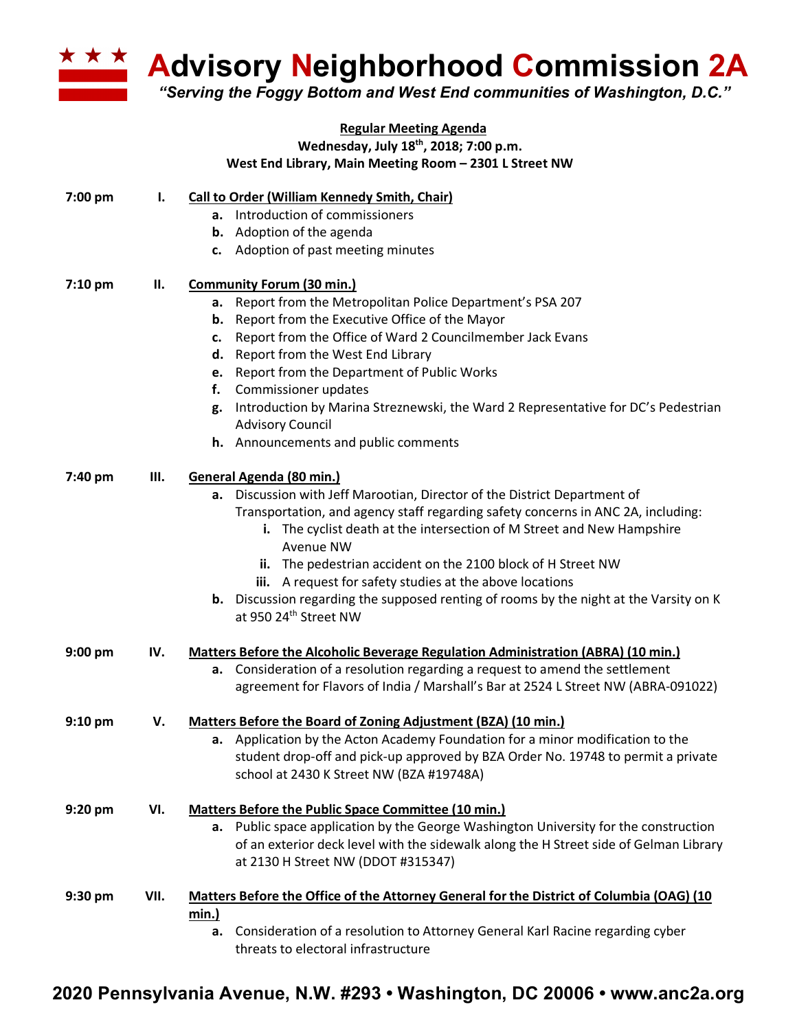# Advisory Neighborhood Commission 2A

*"Serving the Foggy Bottom and West End communities of Washington, D.C."*

**Regular Meeting Agenda**
**Wednesday, July 18th, 2018; 7:00 p.m.**
**West End Library, Main Meeting Room – 2301 L Street NW**

**7:00 pm — I. Call to Order (William Kennedy Smith, Chair)**

- **a.** Introduction of commissioners
- **b.** Adoption of the agenda
- **c.** Adoption of past meeting minutes

**7:10 pm — II. Community Forum (30 min.)**

- **a.** Report from the Metropolitan Police Department's PSA 207
- **b.** Report from the Executive Office of the Mayor
- **c.** Report from the Office of Ward 2 Councilmember Jack Evans
- **d.** Report from the West End Library
- **e.** Report from the Department of Public Works
- **f.** Commissioner updates
- **g.** Introduction by Marina Streznewski, the Ward 2 Representative for DC's Pedestrian Advisory Council
- **h.** Announcements and public comments

**7:40 pm — III. General Agenda (80 min.)**

- **a.** Discussion with Jeff Marootian, Director of the District Department of Transportation, and agency staff regarding safety concerns in ANC 2A, including:
  - **i.** The cyclist death at the intersection of M Street and New Hampshire Avenue NW
  - **ii.** The pedestrian accident on the 2100 block of H Street NW
  - **iii.** A request for safety studies at the above locations
- **b.** Discussion regarding the supposed renting of rooms by the night at the Varsity on K at 950 24th Street NW

**9:00 pm — IV. Matters Before the Alcoholic Beverage Regulation Administration (ABRA) (10 min.)**

- **a.** Consideration of a resolution regarding a request to amend the settlement agreement for Flavors of India / Marshall's Bar at 2524 L Street NW (ABRA-091022)

**9:10 pm — V. Matters Before the Board of Zoning Adjustment (BZA) (10 min.)**

- **a.** Application by the Acton Academy Foundation for a minor modification to the student drop-off and pick-up approved by BZA Order No. 19748 to permit a private school at 2430 K Street NW (BZA #19748A)

**9:20 pm — VI. Matters Before the Public Space Committee (10 min.)**

- **a.** Public space application by the George Washington University for the construction of an exterior deck level with the sidewalk along the H Street side of Gelman Library at 2130 H Street NW (DDOT #315347)

**9:30 pm — VII. Matters Before the Office of the Attorney General for the District of Columbia (OAG) (10 min.)**

- **a.** Consideration of a resolution to Attorney General Karl Racine regarding cyber threats to electoral infrastructure

**2020 Pennsylvania Avenue, N.W. #293 • Washington, DC 20006 • www.anc2a.org**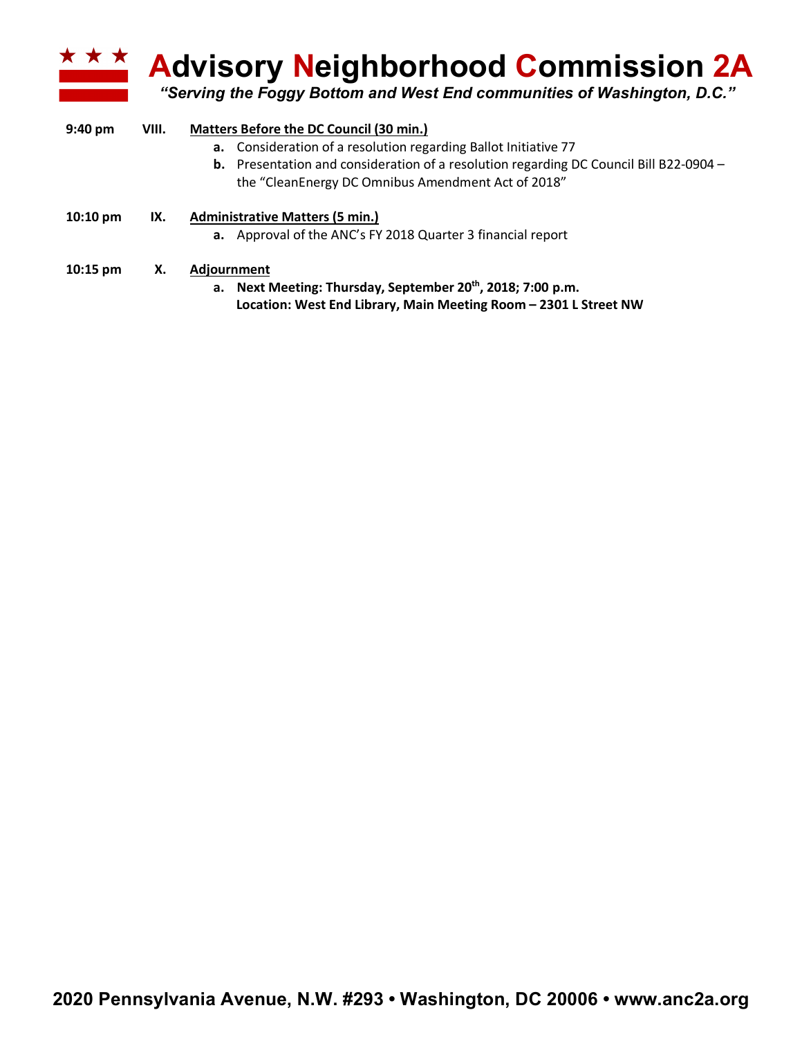**9:40 pm VIII. Matters Before the DC Council (30 min.)**

- **a.** Consideration of a resolution regarding Ballot Initiative 77
- **b.** Presentation and consideration of a resolution regarding DC Council Bill B22-0904 – the "CleanEnergy DC Omnibus Amendment Act of 2018"

**10:10 pm IX. Administrative Matters (5 min.)**

- **a.** Approval of the ANC's FY 2018 Quarter 3 financial report

**10:15 pm X. Adjournment**

- **a. Next Meeting: Thursday, September 20th, 2018; 7:00 p.m.**
  **Location: West End Library, Main Meeting Room – 2301 L Street NW**